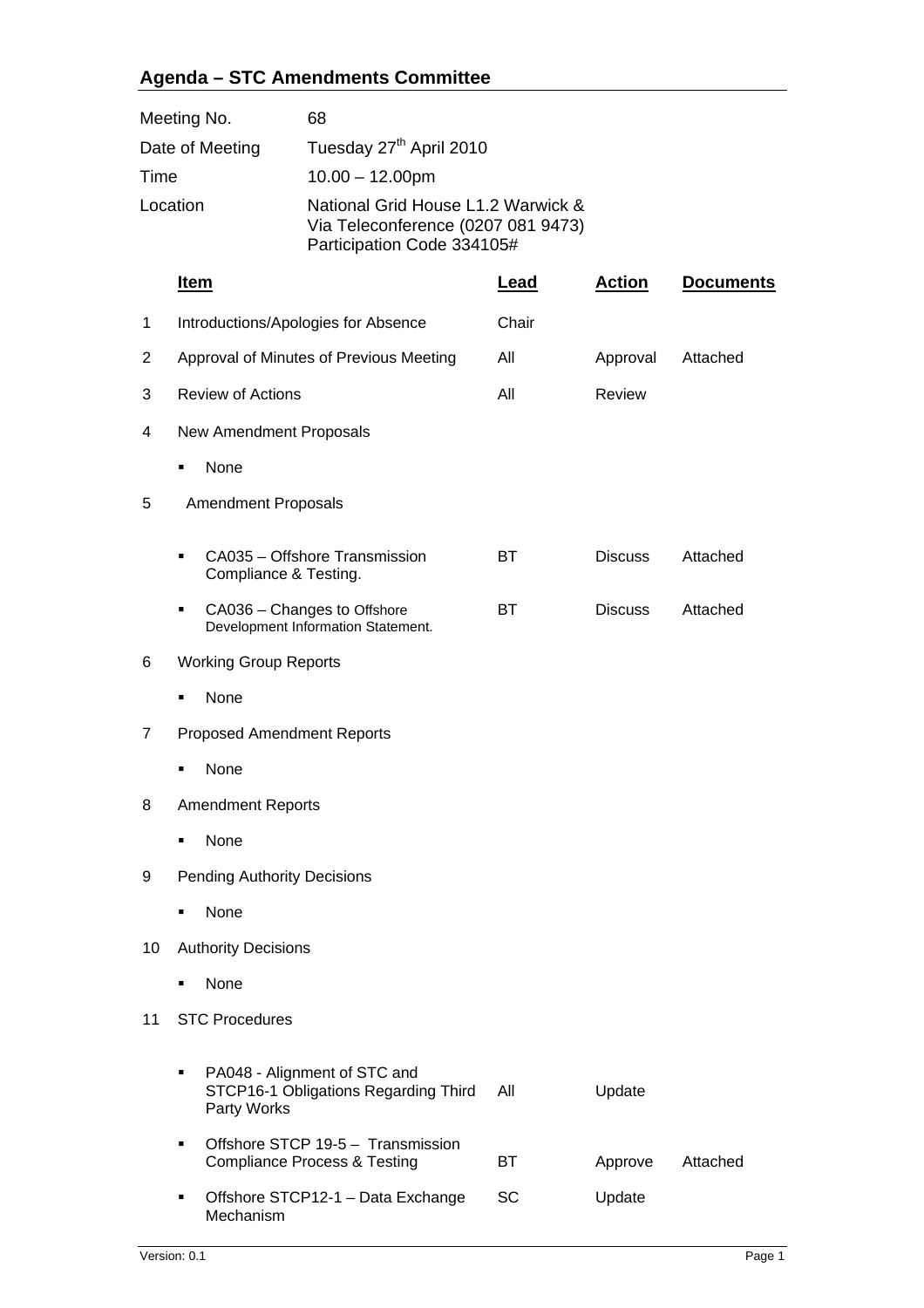## Agenda – STC Amendments Committee

| | |
|---|---|
| Meeting No. | 68 |
| Date of Meeting | Tuesday 27th April 2010 |
| Time | 10.00 – 12.00pm |
| Location | National Grid House L1.2 Warwick & Via Teleconference (0207 081 9473) Participation Code 334105# |

| | **Item** | **Lead** | **Action** | **Documents** |
|---|---|---|---|---|
| 1 | Introductions/Apologies for Absence | Chair | | |
| 2 | Approval of Minutes of Previous Meeting | All | Approval | Attached |
| 3 | Review of Actions | All | Review | |
| 4 | New Amendment Proposals | | | |
| | ▪ None | | | |
| 5 | Amendment Proposals | | | |
| | ▪ CA035 – Offshore Transmission Compliance & Testing. | BT | Discuss | Attached |
| | ▪ CA036 – Changes to Offshore Development Information Statement. | BT | Discuss | Attached |
| 6 | Working Group Reports | | | |
| | ▪ None | | | |
| 7 | Proposed Amendment Reports | | | |
| | ▪ None | | | |
| 8 | Amendment Reports | | | |
| | ▪ None | | | |
| 9 | Pending Authority Decisions | | | |
| | ▪ None | | | |
| 10 | Authority Decisions | | | |
| | ▪ None | | | |
| 11 | STC Procedures | | | |
| | ▪ PA048 - Alignment of STC and STCP16-1 Obligations Regarding Third Party Works | All | Update | |
| | ▪ Offshore STCP 19-5 – Transmission Compliance Process & Testing | BT | Approve | Attached |
| | ▪ Offshore STCP12-1 – Data Exchange Mechanism | SC | Update | |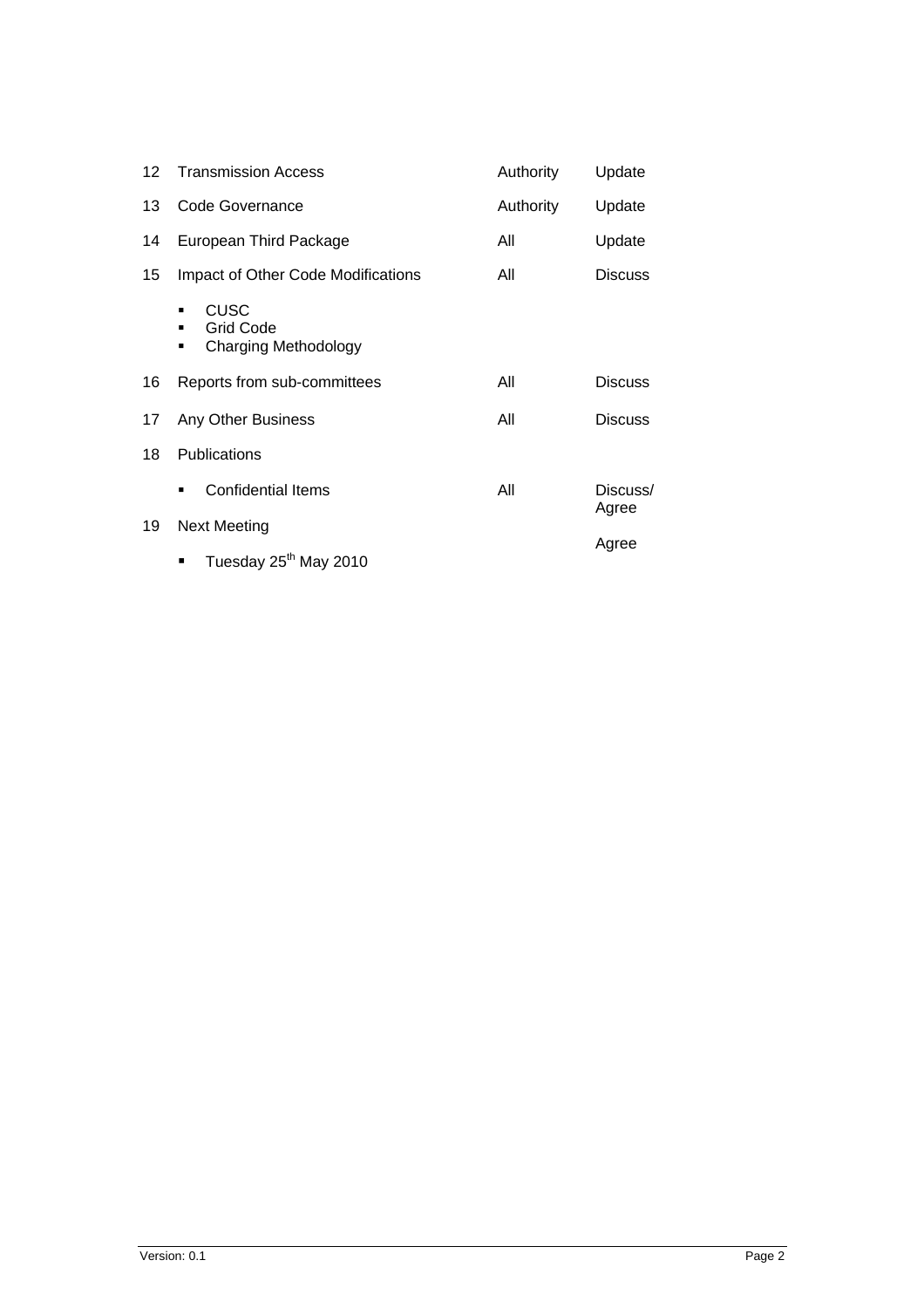| | | | |
|---|---|---|---|
| 12 | Transmission Access | Authority | Update |
| 13 | Code Governance | Authority | Update |
| 14 | European Third Package | All | Update |
| 15 | Impact of Other Code Modifications<br>▪ CUSC<br>▪ Grid Code<br>▪ Charging Methodology | All | Discuss |
| 16 | Reports from sub-committees | All | Discuss |
| 17 | Any Other Business | All | Discuss |
| 18 | Publications<br>▪ Confidential Items | All | Discuss/ Agree |
| 19 | Next Meeting<br>▪ Tuesday 25th May 2010 | | Agree |